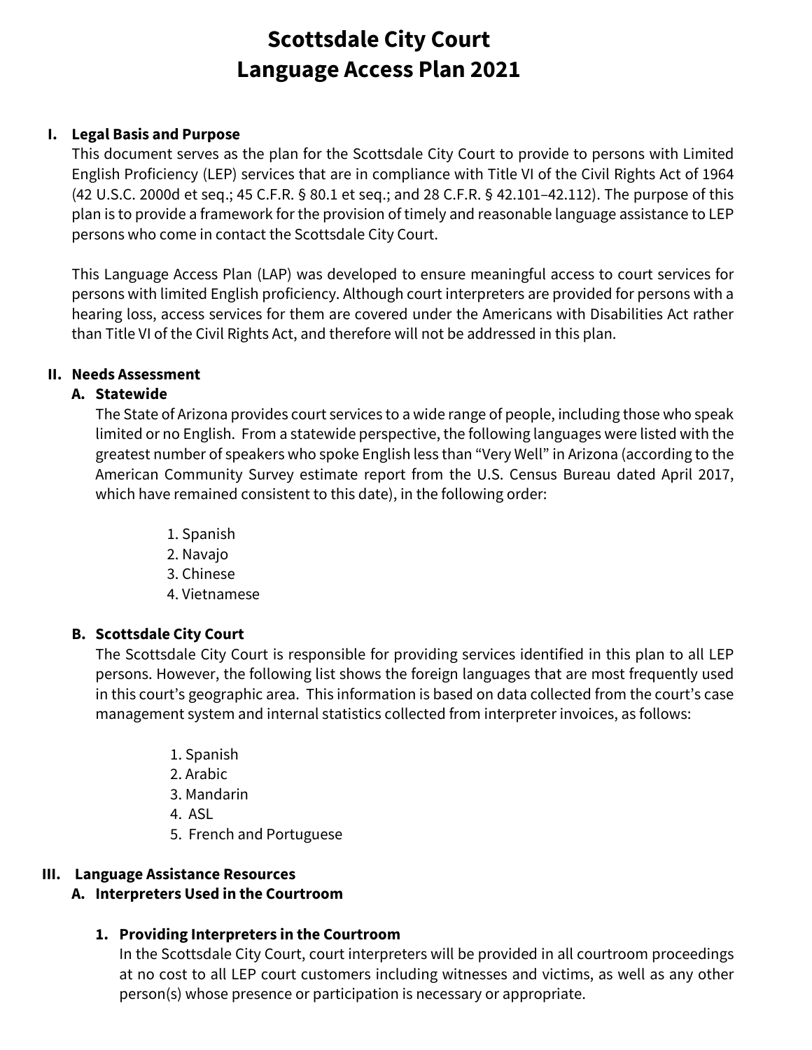# Scottsdale City Court
# Language Access Plan 2021

## I. Legal Basis and Purpose

This document serves as the plan for the Scottsdale City Court to provide to persons with Limited English Proficiency (LEP) services that are in compliance with Title VI of the Civil Rights Act of 1964 (42 U.S.C. 2000d et seq.; 45 C.F.R. § 80.1 et seq.; and 28 C.F.R. § 42.101–42.112). The purpose of this plan is to provide a framework for the provision of timely and reasonable language assistance to LEP persons who come in contact the Scottsdale City Court.

This Language Access Plan (LAP) was developed to ensure meaningful access to court services for persons with limited English proficiency. Although court interpreters are provided for persons with a hearing loss, access services for them are covered under the Americans with Disabilities Act rather than Title VI of the Civil Rights Act, and therefore will not be addressed in this plan.

## II. Needs Assessment

### A. Statewide

The State of Arizona provides court services to a wide range of people, including those who speak limited or no English. From a statewide perspective, the following languages were listed with the greatest number of speakers who spoke English less than "Very Well" in Arizona (according to the American Community Survey estimate report from the U.S. Census Bureau dated April 2017, which have remained consistent to this date), in the following order:

1. Spanish
2. Navajo
3. Chinese
4. Vietnamese

### B. Scottsdale City Court

The Scottsdale City Court is responsible for providing services identified in this plan to all LEP persons. However, the following list shows the foreign languages that are most frequently used in this court's geographic area. This information is based on data collected from the court's case management system and internal statistics collected from interpreter invoices, as follows:

1. Spanish
2. Arabic
3. Mandarin
4. ASL
5. French and Portuguese

## III. Language Assistance Resources

### A. Interpreters Used in the Courtroom

#### 1. Providing Interpreters in the Courtroom

In the Scottsdale City Court, court interpreters will be provided in all courtroom proceedings at no cost to all LEP court customers including witnesses and victims, as well as any other person(s) whose presence or participation is necessary or appropriate.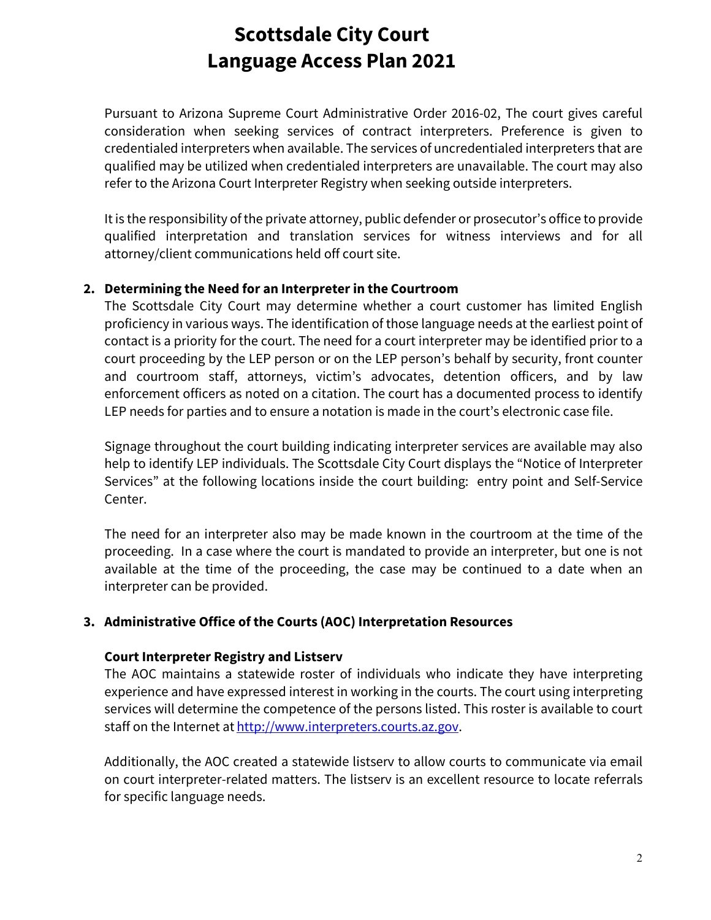# Scottsdale City Court
# Language Access Plan 2021

Pursuant to Arizona Supreme Court Administrative Order 2016-02, The court gives careful consideration when seeking services of contract interpreters. Preference is given to credentialed interpreters when available. The services of uncredentialed interpreters that are qualified may be utilized when credentialed interpreters are unavailable. The court may also refer to the Arizona Court Interpreter Registry when seeking outside interpreters.

It is the responsibility of the private attorney, public defender or prosecutor's office to provide qualified interpretation and translation services for witness interviews and for all attorney/client communications held off court site.

## 2. Determining the Need for an Interpreter in the Courtroom

The Scottsdale City Court may determine whether a court customer has limited English proficiency in various ways. The identification of those language needs at the earliest point of contact is a priority for the court. The need for a court interpreter may be identified prior to a court proceeding by the LEP person or on the LEP person's behalf by security, front counter and courtroom staff, attorneys, victim's advocates, detention officers, and by law enforcement officers as noted on a citation. The court has a documented process to identify LEP needs for parties and to ensure a notation is made in the court's electronic case file.

Signage throughout the court building indicating interpreter services are available may also help to identify LEP individuals. The Scottsdale City Court displays the "Notice of Interpreter Services" at the following locations inside the court building: entry point and Self-Service Center.

The need for an interpreter also may be made known in the courtroom at the time of the proceeding. In a case where the court is mandated to provide an interpreter, but one is not available at the time of the proceeding, the case may be continued to a date when an interpreter can be provided.

## 3. Administrative Office of the Courts (AOC) Interpretation Resources

### Court Interpreter Registry and Listserv

The AOC maintains a statewide roster of individuals who indicate they have interpreting experience and have expressed interest in working in the courts. The court using interpreting services will determine the competence of the persons listed. This roster is available to court staff on the Internet at [http://www.interpreters.courts.az.gov](http://www.interpreters.courts.az.gov).

Additionally, the AOC created a statewide listserv to allow courts to communicate via email on court interpreter-related matters. The listserv is an excellent resource to locate referrals for specific language needs.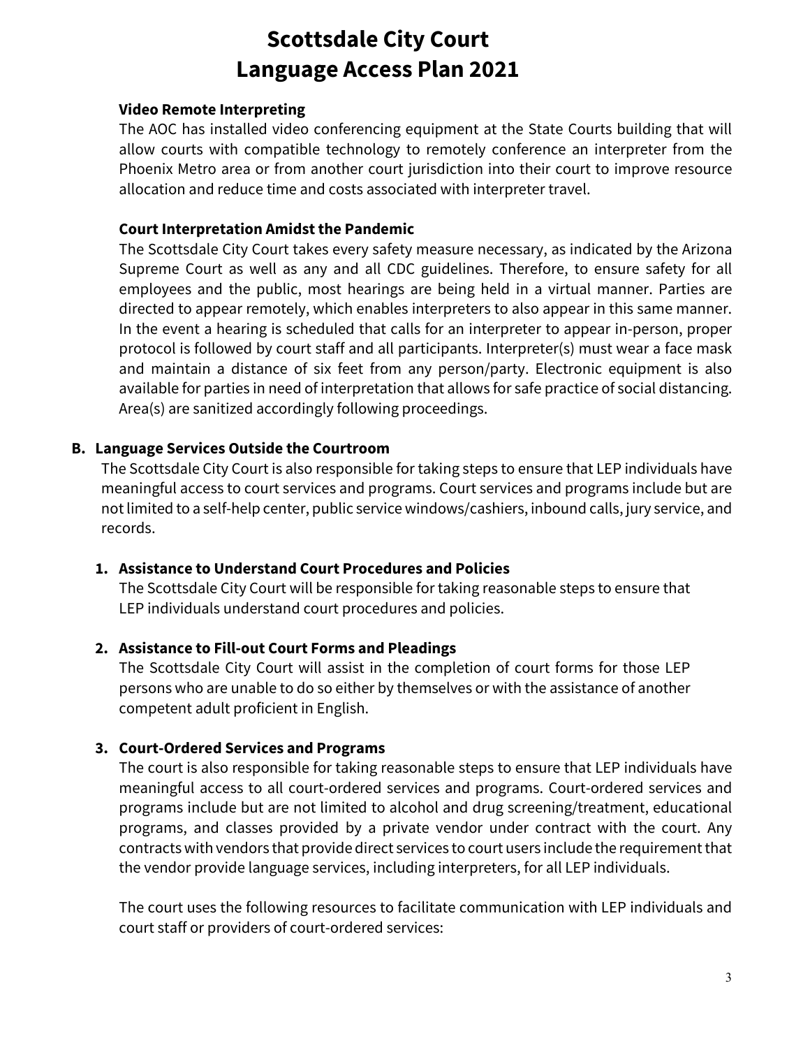# Scottsdale City Court Language Access Plan 2021

**Video Remote Interpreting**

The AOC has installed video conferencing equipment at the State Courts building that will allow courts with compatible technology to remotely conference an interpreter from the Phoenix Metro area or from another court jurisdiction into their court to improve resource allocation and reduce time and costs associated with interpreter travel.

**Court Interpretation Amidst the Pandemic**

The Scottsdale City Court takes every safety measure necessary, as indicated by the Arizona Supreme Court as well as any and all CDC guidelines. Therefore, to ensure safety for all employees and the public, most hearings are being held in a virtual manner. Parties are directed to appear remotely, which enables interpreters to also appear in this same manner. In the event a hearing is scheduled that calls for an interpreter to appear in-person, proper protocol is followed by court staff and all participants. Interpreter(s) must wear a face mask and maintain a distance of six feet from any person/party. Electronic equipment is also available for parties in need of interpretation that allows for safe practice of social distancing. Area(s) are sanitized accordingly following proceedings.

## B. Language Services Outside the Courtroom

The Scottsdale City Court is also responsible for taking steps to ensure that LEP individuals have meaningful access to court services and programs. Court services and programs include but are not limited to a self-help center, public service windows/cashiers, inbound calls, jury service, and records.

### 1. Assistance to Understand Court Procedures and Policies

The Scottsdale City Court will be responsible for taking reasonable steps to ensure that LEP individuals understand court procedures and policies.

### 2. Assistance to Fill-out Court Forms and Pleadings

The Scottsdale City Court will assist in the completion of court forms for those LEP persons who are unable to do so either by themselves or with the assistance of another competent adult proficient in English.

### 3. Court-Ordered Services and Programs

The court is also responsible for taking reasonable steps to ensure that LEP individuals have meaningful access to all court-ordered services and programs. Court-ordered services and programs include but are not limited to alcohol and drug screening/treatment, educational programs, and classes provided by a private vendor under contract with the court. Any contracts with vendors that provide direct services to court users include the requirement that the vendor provide language services, including interpreters, for all LEP individuals.

The court uses the following resources to facilitate communication with LEP individuals and court staff or providers of court-ordered services: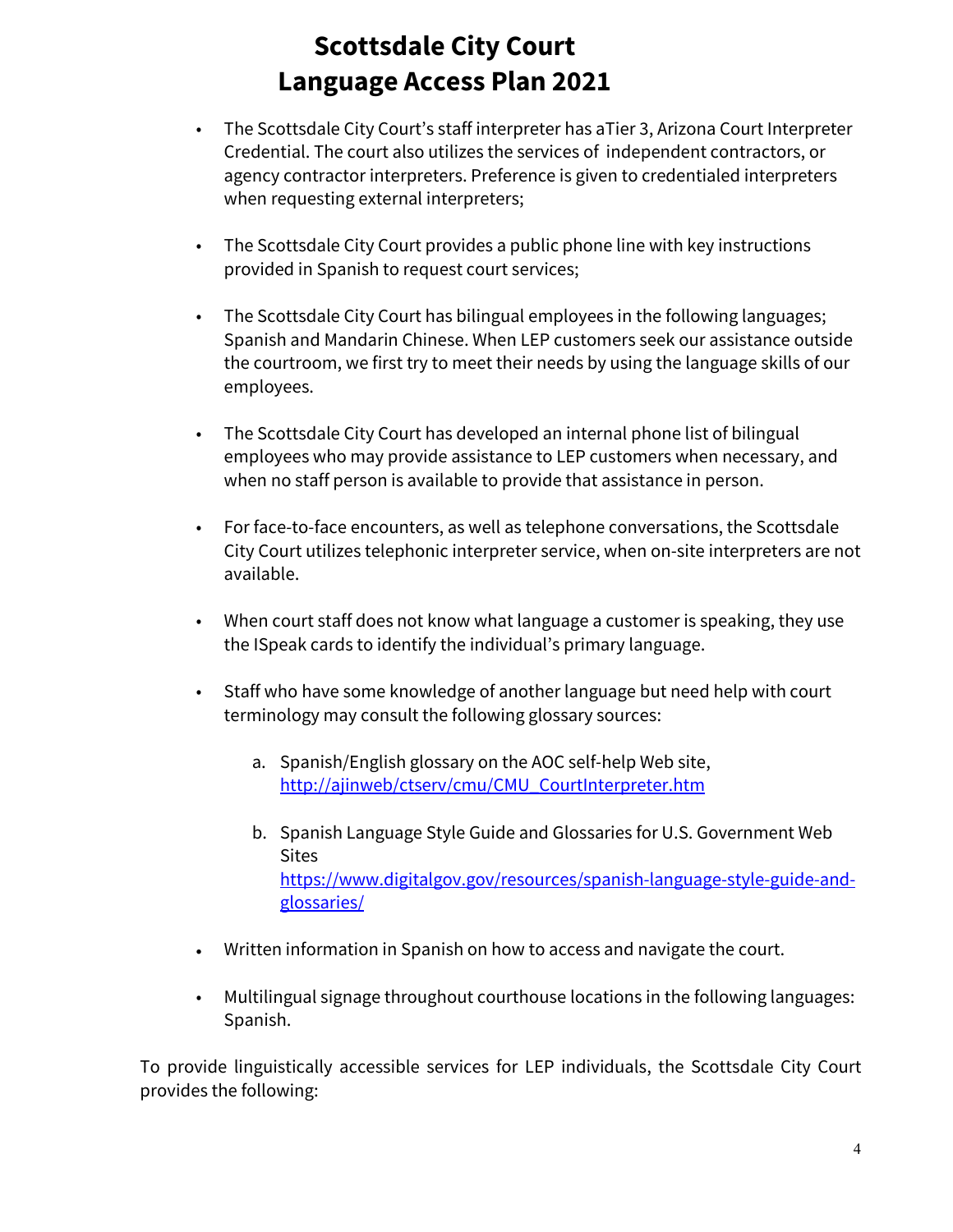# Scottsdale City Court
# Language Access Plan 2021

- The Scottsdale City Court's staff interpreter has aTier 3, Arizona Court Interpreter Credential. The court also utilizes the services of independent contractors, or agency contractor interpreters. Preference is given to credentialed interpreters when requesting external interpreters;

- The Scottsdale City Court provides a public phone line with key instructions provided in Spanish to request court services;

- The Scottsdale City Court has bilingual employees in the following languages; Spanish and Mandarin Chinese. When LEP customers seek our assistance outside the courtroom, we first try to meet their needs by using the language skills of our employees.

- The Scottsdale City Court has developed an internal phone list of bilingual employees who may provide assistance to LEP customers when necessary, and when no staff person is available to provide that assistance in person.

- For face-to-face encounters, as well as telephone conversations, the Scottsdale City Court utilizes telephonic interpreter service, when on-site interpreters are not available.

- When court staff does not know what language a customer is speaking, they use the ISpeak cards to identify the individual's primary language.

- Staff who have some knowledge of another language but need help with court terminology may consult the following glossary sources:

    a. Spanish/English glossary on the AOC self-help Web site, [http://ajinweb/ctserv/cmu/CMU_CourtInterpreter.htm](http://ajinweb/ctserv/cmu/CMU_CourtInterpreter.htm)

    b. Spanish Language Style Guide and Glossaries for U.S. Government Web Sites [https://www.digitalgov.gov/resources/spanish-language-style-guide-and-glossaries/](https://www.digitalgov.gov/resources/spanish-language-style-guide-and-glossaries/)

- Written information in Spanish on how to access and navigate the court.

- Multilingual signage throughout courthouse locations in the following languages: Spanish.

To provide linguistically accessible services for LEP individuals, the Scottsdale City Court provides the following: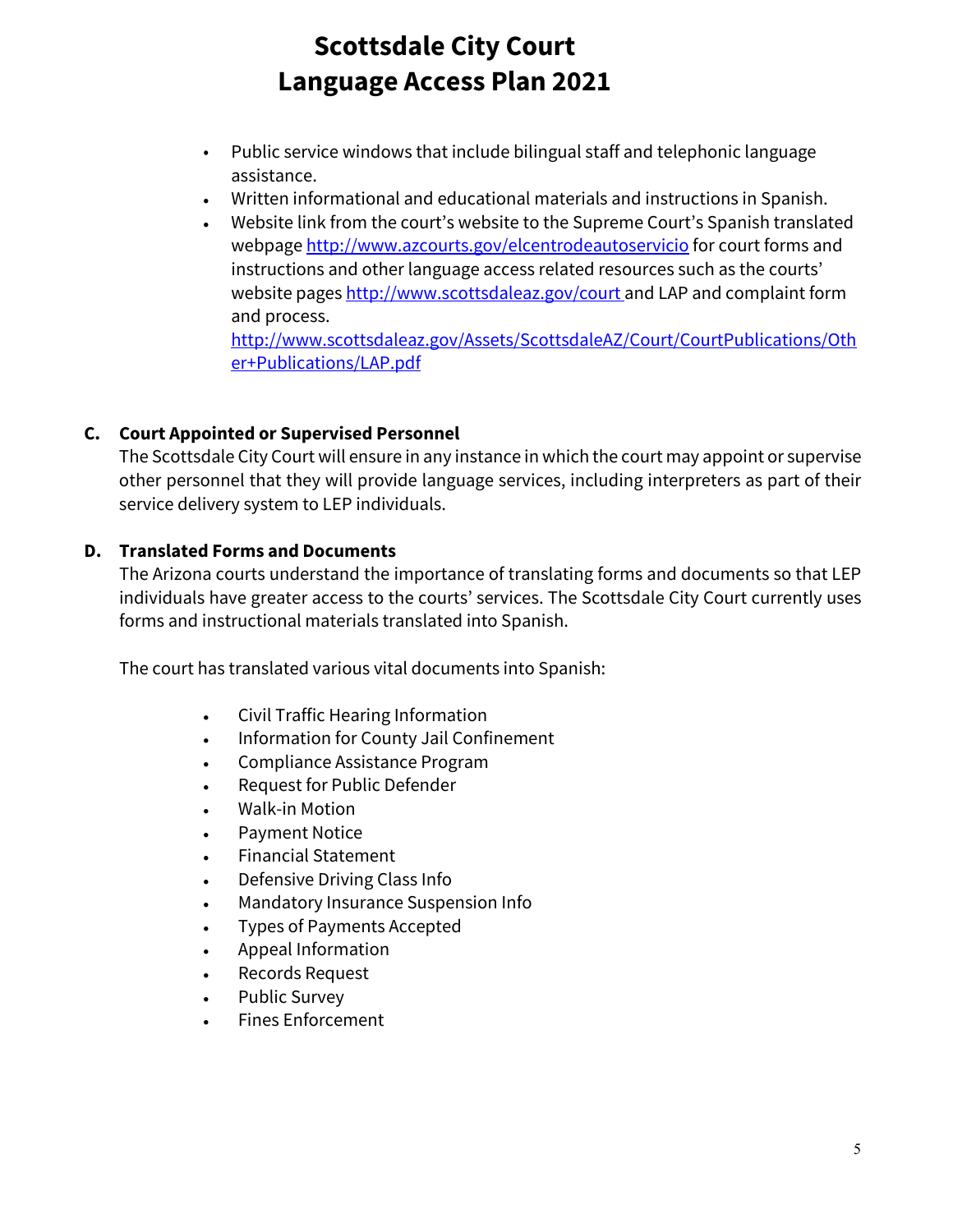- Public service windows that include bilingual staff and telephonic language assistance.
- Written informational and educational materials and instructions in Spanish.
- Website link from the court's website to the Supreme Court's Spanish translated webpage http://www.azcourts.gov/elcentrodeautoservicio for court forms and instructions and other language access related resources such as the courts' website pages http://www.scottsdaleaz.gov/court and LAP and complaint form and process. http://www.scottsdaleaz.gov/Assets/ScottsdaleAZ/Court/CourtPublications/Other+Publications/LAP.pdf

### C. Court Appointed or Supervised Personnel

The Scottsdale City Court will ensure in any instance in which the court may appoint or supervise other personnel that they will provide language services, including interpreters as part of their service delivery system to LEP individuals.

### D. Translated Forms and Documents

The Arizona courts understand the importance of translating forms and documents so that LEP individuals have greater access to the courts' services. The Scottsdale City Court currently uses forms and instructional materials translated into Spanish.

The court has translated various vital documents into Spanish:

- Civil Traffic Hearing Information
- Information for County Jail Confinement
- Compliance Assistance Program
- Request for Public Defender
- Walk-in Motion
- Payment Notice
- Financial Statement
- Defensive Driving Class Info
- Mandatory Insurance Suspension Info
- Types of Payments Accepted
- Appeal Information
- Records Request
- Public Survey
- Fines Enforcement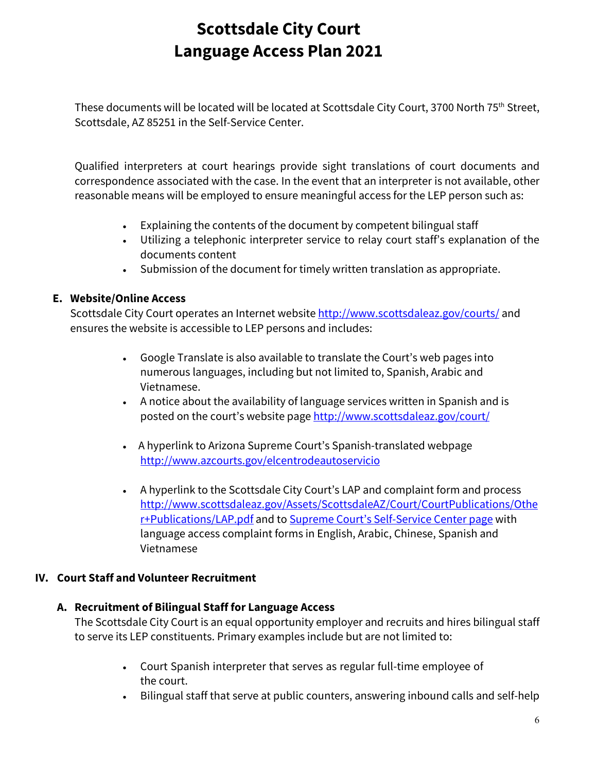These documents will be located will be located at Scottsdale City Court, 3700 North 75th Street, Scottsdale, AZ 85251 in the Self-Service Center.

Qualified interpreters at court hearings provide sight translations of court documents and correspondence associated with the case. In the event that an interpreter is not available, other reasonable means will be employed to ensure meaningful access for the LEP person such as:

- Explaining the contents of the document by competent bilingual staff
- Utilizing a telephonic interpreter service to relay court staff's explanation of the documents content
- Submission of the document for timely written translation as appropriate.

### E. Website/Online Access

Scottsdale City Court operates an Internet website http://www.scottsdaleaz.gov/courts/ and ensures the website is accessible to LEP persons and includes:

- Google Translate is also available to translate the Court's web pages into numerous languages, including but not limited to, Spanish, Arabic and Vietnamese.
- A notice about the availability of language services written in Spanish and is posted on the court's website page http://www.scottsdaleaz.gov/court/
- A hyperlink to Arizona Supreme Court's Spanish-translated webpage http://www.azcourts.gov/elcentrodeautoservicio
- A hyperlink to the Scottsdale City Court's LAP and complaint form and process http://www.scottsdaleaz.gov/Assets/ScottsdaleAZ/Court/CourtPublications/Other+Publications/LAP.pdf and to Supreme Court's Self-Service Center page with language access complaint forms in English, Arabic, Chinese, Spanish and Vietnamese

## IV. Court Staff and Volunteer Recruitment

### A. Recruitment of Bilingual Staff for Language Access

The Scottsdale City Court is an equal opportunity employer and recruits and hires bilingual staff to serve its LEP constituents. Primary examples include but are not limited to:

- Court Spanish interpreter that serves as regular full-time employee of the court.
- Bilingual staff that serve at public counters, answering inbound calls and self-help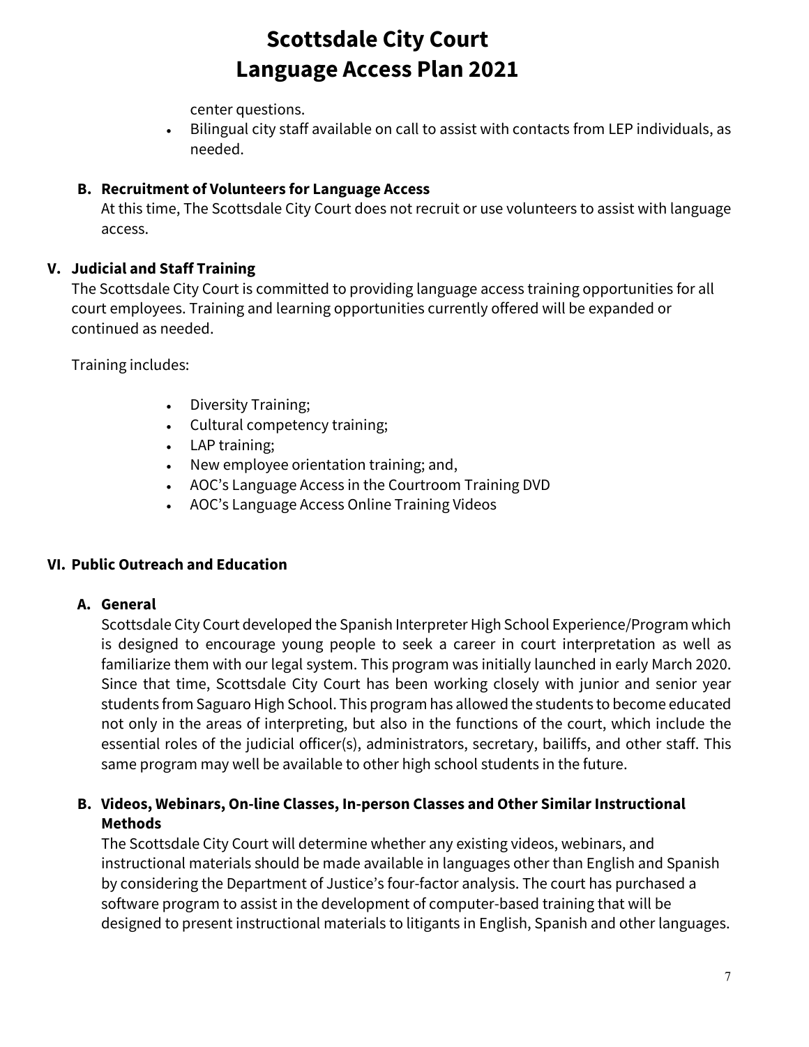center questions.

- Bilingual city staff available on call to assist with contacts from LEP individuals, as needed.

### B. Recruitment of Volunteers for Language Access

At this time, The Scottsdale City Court does not recruit or use volunteers to assist with language access.

## V. Judicial and Staff Training

The Scottsdale City Court is committed to providing language access training opportunities for all court employees. Training and learning opportunities currently offered will be expanded or continued as needed.

Training includes:

- Diversity Training;
- Cultural competency training;
- LAP training;
- New employee orientation training; and,
- AOC's Language Access in the Courtroom Training DVD
- AOC's Language Access Online Training Videos

## VI. Public Outreach and Education

### A. General

Scottsdale City Court developed the Spanish Interpreter High School Experience/Program which is designed to encourage young people to seek a career in court interpretation as well as familiarize them with our legal system. This program was initially launched in early March 2020. Since that time, Scottsdale City Court has been working closely with junior and senior year students from Saguaro High School. This program has allowed the students to become educated not only in the areas of interpreting, but also in the functions of the court, which include the essential roles of the judicial officer(s), administrators, secretary, bailiffs, and other staff. This same program may well be available to other high school students in the future.

### B. Videos, Webinars, On-line Classes, In-person Classes and Other Similar Instructional Methods

The Scottsdale City Court will determine whether any existing videos, webinars, and instructional materials should be made available in languages other than English and Spanish by considering the Department of Justice's four-factor analysis. The court has purchased a software program to assist in the development of computer-based training that will be designed to present instructional materials to litigants in English, Spanish and other languages.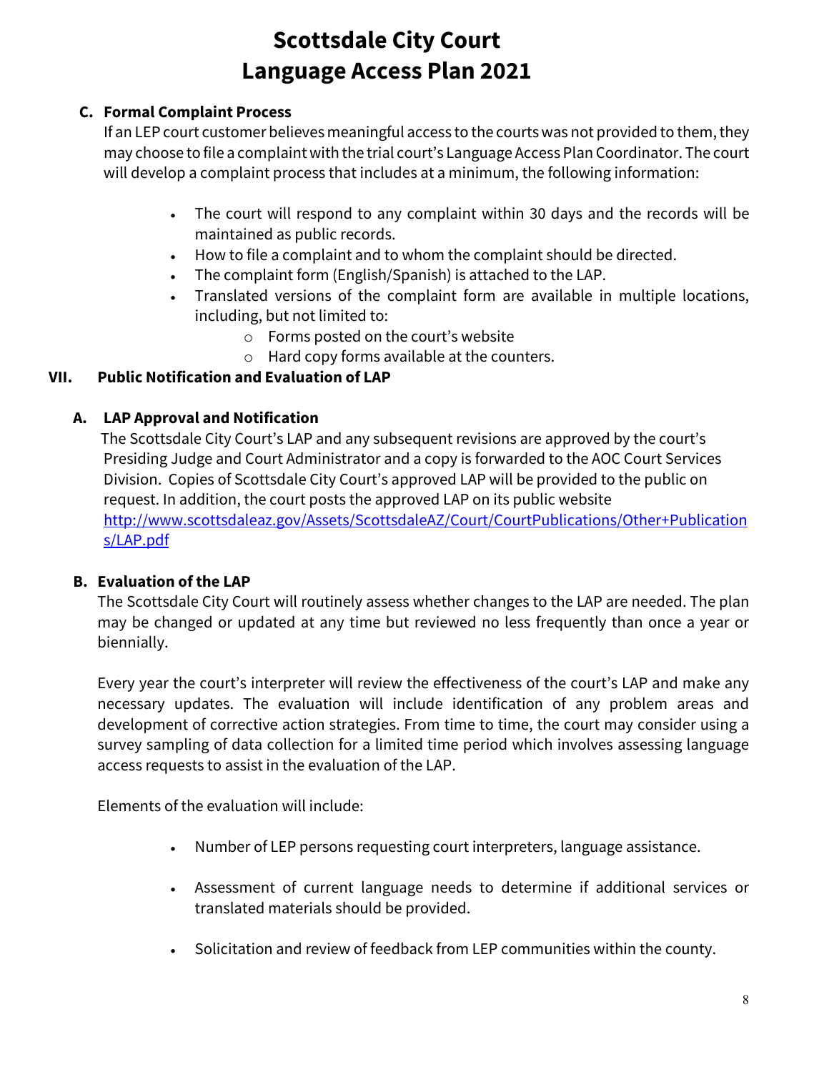### C. Formal Complaint Process

If an LEP court customer believes meaningful access to the courts was not provided to them, they may choose to file a complaint with the trial court's Language Access Plan Coordinator. The court will develop a complaint process that includes at a minimum, the following information:

- The court will respond to any complaint within 30 days and the records will be maintained as public records.
- How to file a complaint and to whom the complaint should be directed.
- The complaint form (English/Spanish) is attached to the LAP.
- Translated versions of the complaint form are available in multiple locations, including, but not limited to:
  - Forms posted on the court's website
  - Hard copy forms available at the counters.

## VII. Public Notification and Evaluation of LAP

### A. LAP Approval and Notification

The Scottsdale City Court's LAP and any subsequent revisions are approved by the court's Presiding Judge and Court Administrator and a copy is forwarded to the AOC Court Services Division. Copies of Scottsdale City Court's approved LAP will be provided to the public on request. In addition, the court posts the approved LAP on its public website [http://www.scottsdaleaz.gov/Assets/ScottsdaleAZ/Court/CourtPublications/Other+Publications/LAP.pdf](http://www.scottsdaleaz.gov/Assets/ScottsdaleAZ/Court/CourtPublications/Other+Publications/LAP.pdf)

### B. Evaluation of the LAP

The Scottsdale City Court will routinely assess whether changes to the LAP are needed. The plan may be changed or updated at any time but reviewed no less frequently than once a year or biennially.

Every year the court's interpreter will review the effectiveness of the court's LAP and make any necessary updates. The evaluation will include identification of any problem areas and development of corrective action strategies. From time to time, the court may consider using a survey sampling of data collection for a limited time period which involves assessing language access requests to assist in the evaluation of the LAP.

Elements of the evaluation will include:

- Number of LEP persons requesting court interpreters, language assistance.
- Assessment of current language needs to determine if additional services or translated materials should be provided.
- Solicitation and review of feedback from LEP communities within the county.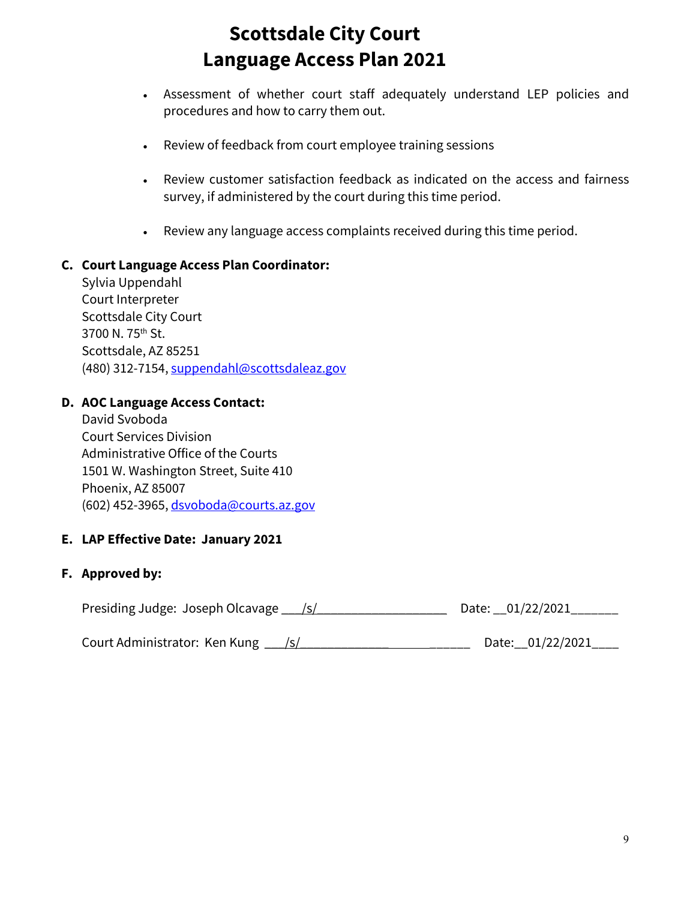- Assessment of whether court staff adequately understand LEP policies and procedures and how to carry them out.

- Review of feedback from court employee training sessions

- Review customer satisfaction feedback as indicated on the access and fairness survey, if administered by the court during this time period.

- Review any language access complaints received during this time period.

**C. Court Language Access Plan Coordinator:**

Sylvia Uppendahl
Court Interpreter
Scottsdale City Court
3700 N. 75th St.
Scottsdale, AZ 85251
(480) 312-7154, suppendahl@scottsdaleaz.gov

**D. AOC Language Access Contact:**

David Svoboda
Court Services Division
Administrative Office of the Courts
1501 W. Washington Street, Suite 410
Phoenix, AZ 85007
(602) 452-3965, dsvoboda@courts.az.gov

**E. LAP Effective Date: January 2021**

**F. Approved by:**

Presiding Judge: Joseph Olcavage \_\_\_/s/\_\_\_\_\_\_\_\_\_\_\_\_\_\_\_\_\_\_\_\_ Date: \_\_01/22/2021\_\_\_\_\_\_\_

Court Administrator: Ken Kung \_\_\_/s/\_\_\_\_\_\_\_\_\_\_\_\_\_\_\_\_\_\_\_\_\_\_\_\_\_ Date:\_\_01/22/2021\_\_\_\_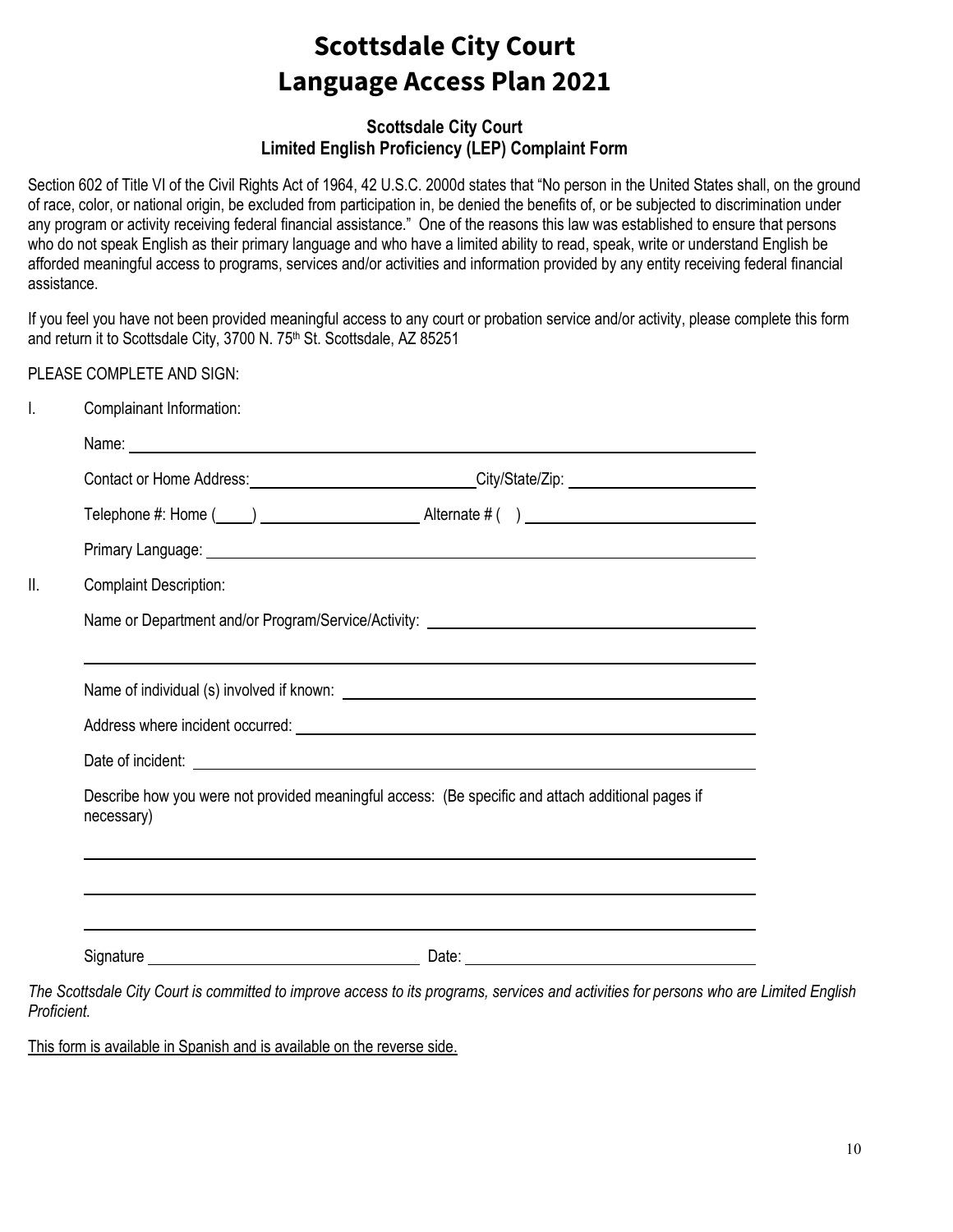# Scottsdale City Court
# Language Access Plan 2021

### Scottsdale City Court
### Limited English Proficiency (LEP) Complaint Form

Section 602 of Title VI of the Civil Rights Act of 1964, 42 U.S.C. 2000d states that "No person in the United States shall, on the ground of race, color, or national origin, be excluded from participation in, be denied the benefits of, or be subjected to discrimination under any program or activity receiving federal financial assistance." One of the reasons this law was established to ensure that persons who do not speak English as their primary language and who have a limited ability to read, speak, write or understand English be afforded meaningful access to programs, services and/or activities and information provided by any entity receiving federal financial assistance.

If you feel you have not been provided meaningful access to any court or probation service and/or activity, please complete this form and return it to Scottsdale City, 3700 N. 75th St. Scottsdale, AZ 85251

PLEASE COMPLETE AND SIGN:

I. Complainant Information:

Name: ______________________________________________

Contact or Home Address: ______________________ City/State/Zip: ______________________

Telephone #: Home (____) ______________ Alternate # ( ) ______________________

Primary Language: ______________________________________________

II. Complaint Description:

Name or Department and/or Program/Service/Activity: ______________________________________________

______________________________________________

Name of individual (s) involved if known: ______________________________________________

Address where incident occurred: ______________________________________________

Date of incident: ______________________________________________

Describe how you were not provided meaningful access: (Be specific and attach additional pages if necessary)

______________________________________________

______________________________________________

______________________________________________

Signature ______________________ Date: ______________________

*The Scottsdale City Court is committed to improve access to its programs, services and activities for persons who are Limited English Proficient.*

<u>This form is available in Spanish and is available on the reverse side.</u>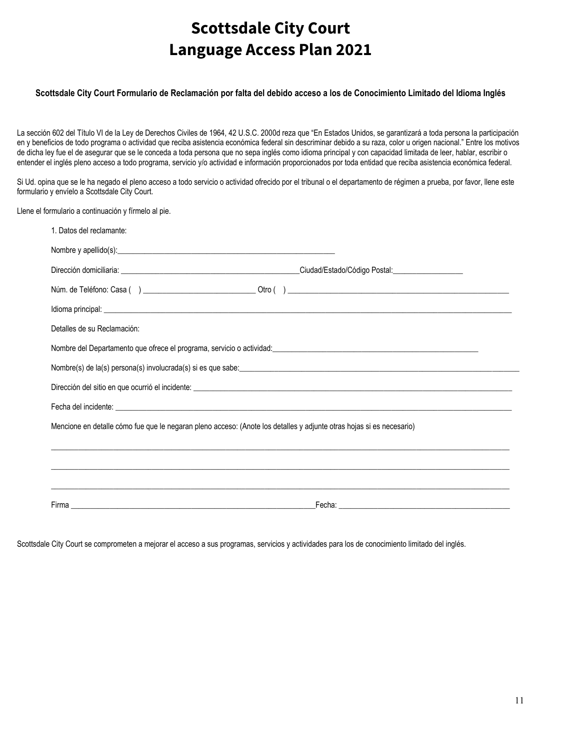# Scottsdale City Court
# Language Access Plan 2021

**Scottsdale City Court Formulario de Reclamación por falta del debido acceso a los de Conocimiento Limitado del Idioma Inglés**

La sección 602 del Título VI de la Ley de Derechos Civiles de 1964, 42 U.S.C. 2000d reza que "En Estados Unidos, se garantizará a toda persona la participación en y beneficios de todo programa o actividad que reciba asistencia económica federal sin descriminar debido a su raza, color u origen nacional." Entre los motivos de dicha ley fue el de asegurar que se le conceda a toda persona que no sepa inglés como idioma principal y con capacidad limitada de leer, hablar, escribir o entender el inglés pleno acceso a todo programa, servicio y/o actividad e información proporcionados por toda entidad que reciba asistencia económica federal.

Si Ud. opina que se le ha negado el pleno acceso a todo servicio o actividad ofrecido por el tribunal o el departamento de régimen a prueba, por favor, llene este formulario y envíelo a Scottsdale City Court.

Llene el formulario a continuación y fírmelo al pie.

1. Datos del reclamante:

Nombre y apellido(s):___________________________________________________________

Dirección domiciliaria: ________________________________________________Ciudad/Estado/Código Postal:__________________

Núm. de Teléfono: Casa (    ) _____________________________ Otro (    ) __________________________________________________________

Idioma principal: ______________________________________________________________________________________________________________

Detalles de su Reclamación:

Nombre del Departamento que ofrece el programa, servicio o actividad:_______________________________________________________

Nombre(s) de la(s) persona(s) involucrada(s) si es que sabe:__________________________________________________________________________

Dirección del sitio en que ocurrió el incidente: ______________________________________________________________________________________

Fecha del incidente: __________________________________________________________________________________________________________

Mencione en detalle cómo fue que le negaran pleno acceso: (Anote los detalles y adjunte otras hojas si es necesario)

______________________________________________________________________________________________________________________

______________________________________________________________________________________________________________________

______________________________________________________________________________________________________________________

Firma ___________________________________________________________________Fecha: ______________________________________________

Scottsdale City Court se comprometen a mejorar el acceso a sus programas, servicios y actividades para los de conocimiento limitado del inglés.